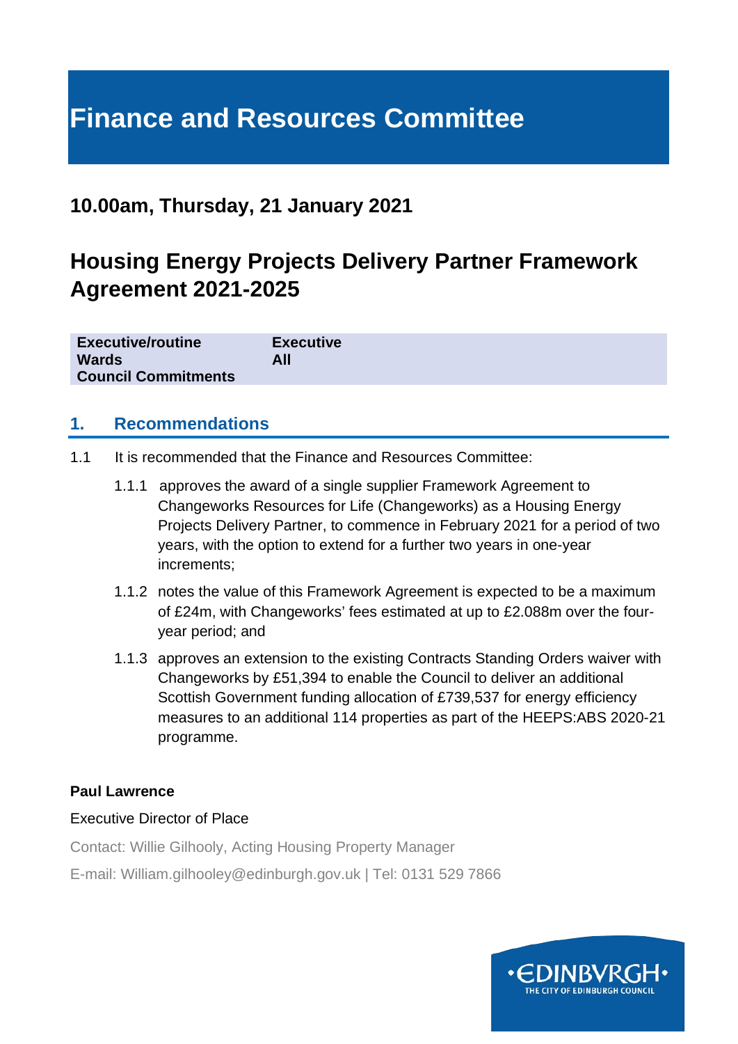# Finance and Resources Committee

## 10.00am, Thursday, 21 January 2021

## Housing Energy Projects Delivery Partner Framework Agreement 2021-2025

| | |
|---|---|
| **Executive/routine** | **Executive** |
| **Wards** | **All** |
| **Council Commitments** | |

## 1. Recommendations

1.1 It is recommended that the Finance and Resources Committee:

1.1.1 approves the award of a single supplier Framework Agreement to Changeworks Resources for Life (Changeworks) as a Housing Energy Projects Delivery Partner, to commence in February 2021 for a period of two years, with the option to extend for a further two years in one-year increments;

1.1.2 notes the value of this Framework Agreement is expected to be a maximum of £24m, with Changeworks' fees estimated at up to £2.088m over the four-year period; and

1.1.3 approves an extension to the existing Contracts Standing Orders waiver with Changeworks by £51,394 to enable the Council to deliver an additional Scottish Government funding allocation of £739,537 for energy efficiency measures to an additional 114 properties as part of the HEEPS:ABS 2020-21 programme.

**Paul Lawrence**

Executive Director of Place

Contact: Willie Gilhooly, Acting Housing Property Manager

E-mail: William.gilhooley@edinburgh.gov.uk | Tel: 0131 529 7866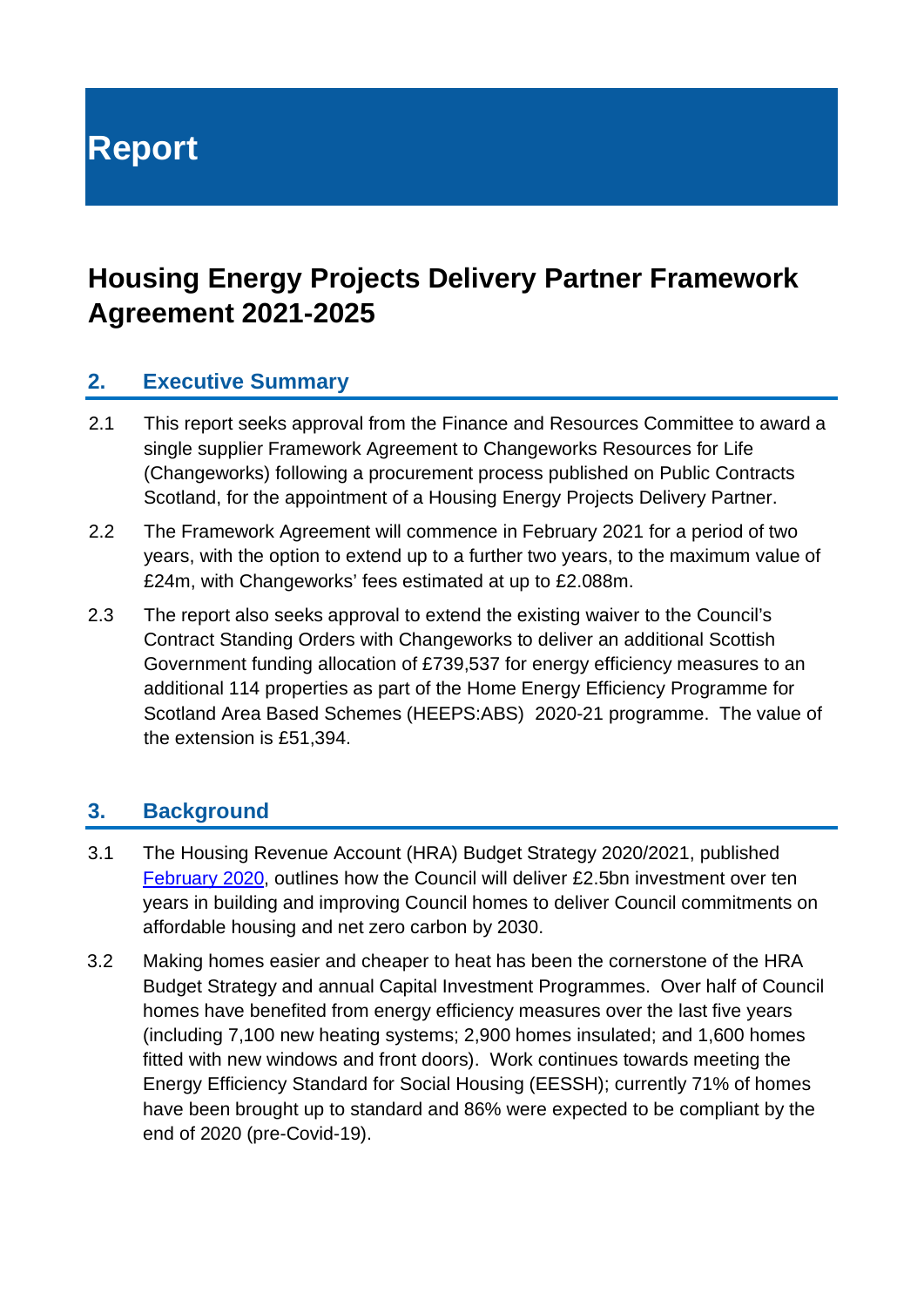# Report

## Housing Energy Projects Delivery Partner Framework Agreement 2021-2025

### 2. Executive Summary

2.1 This report seeks approval from the Finance and Resources Committee to award a single supplier Framework Agreement to Changeworks Resources for Life (Changeworks) following a procurement process published on Public Contracts Scotland, for the appointment of a Housing Energy Projects Delivery Partner.

2.2 The Framework Agreement will commence in February 2021 for a period of two years, with the option to extend up to a further two years, to the maximum value of £24m, with Changeworks' fees estimated at up to £2.088m.

2.3 The report also seeks approval to extend the existing waiver to the Council's Contract Standing Orders with Changeworks to deliver an additional Scottish Government funding allocation of £739,537 for energy efficiency measures to an additional 114 properties as part of the Home Energy Efficiency Programme for Scotland Area Based Schemes (HEEPS:ABS) 2020-21 programme. The value of the extension is £51,394.

### 3. Background

3.1 The Housing Revenue Account (HRA) Budget Strategy 2020/2021, published February 2020, outlines how the Council will deliver £2.5bn investment over ten years in building and improving Council homes to deliver Council commitments on affordable housing and net zero carbon by 2030.

3.2 Making homes easier and cheaper to heat has been the cornerstone of the HRA Budget Strategy and annual Capital Investment Programmes. Over half of Council homes have benefited from energy efficiency measures over the last five years (including 7,100 new heating systems; 2,900 homes insulated; and 1,600 homes fitted with new windows and front doors). Work continues towards meeting the Energy Efficiency Standard for Social Housing (EESSH); currently 71% of homes have been brought up to standard and 86% were expected to be compliant by the end of 2020 (pre-Covid-19).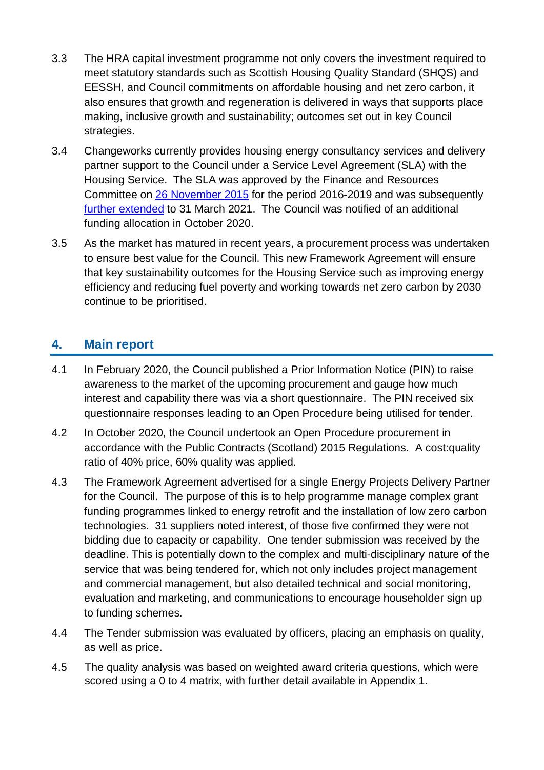3.3 The HRA capital investment programme not only covers the investment required to meet statutory standards such as Scottish Housing Quality Standard (SHQS) and EESSH, and Council commitments on affordable housing and net zero carbon, it also ensures that growth and regeneration is delivered in ways that supports place making, inclusive growth and sustainability; outcomes set out in key Council strategies.

3.4 Changeworks currently provides housing energy consultancy services and delivery partner support to the Council under a Service Level Agreement (SLA) with the Housing Service. The SLA was approved by the Finance and Resources Committee on 26 November 2015 for the period 2016-2019 and was subsequently further extended to 31 March 2021. The Council was notified of an additional funding allocation in October 2020.

3.5 As the market has matured in recent years, a procurement process was undertaken to ensure best value for the Council. This new Framework Agreement will ensure that key sustainability outcomes for the Housing Service such as improving energy efficiency and reducing fuel poverty and working towards net zero carbon by 2030 continue to be prioritised.

## 4. Main report

4.1 In February 2020, the Council published a Prior Information Notice (PIN) to raise awareness to the market of the upcoming procurement and gauge how much interest and capability there was via a short questionnaire. The PIN received six questionnaire responses leading to an Open Procedure being utilised for tender.

4.2 In October 2020, the Council undertook an Open Procedure procurement in accordance with the Public Contracts (Scotland) 2015 Regulations. A cost:quality ratio of 40% price, 60% quality was applied.

4.3 The Framework Agreement advertised for a single Energy Projects Delivery Partner for the Council. The purpose of this is to help programme manage complex grant funding programmes linked to energy retrofit and the installation of low zero carbon technologies. 31 suppliers noted interest, of those five confirmed they were not bidding due to capacity or capability. One tender submission was received by the deadline. This is potentially down to the complex and multi-disciplinary nature of the service that was being tendered for, which not only includes project management and commercial management, but also detailed technical and social monitoring, evaluation and marketing, and communications to encourage householder sign up to funding schemes.

4.4 The Tender submission was evaluated by officers, placing an emphasis on quality, as well as price.

4.5 The quality analysis was based on weighted award criteria questions, which were scored using a 0 to 4 matrix, with further detail available in Appendix 1.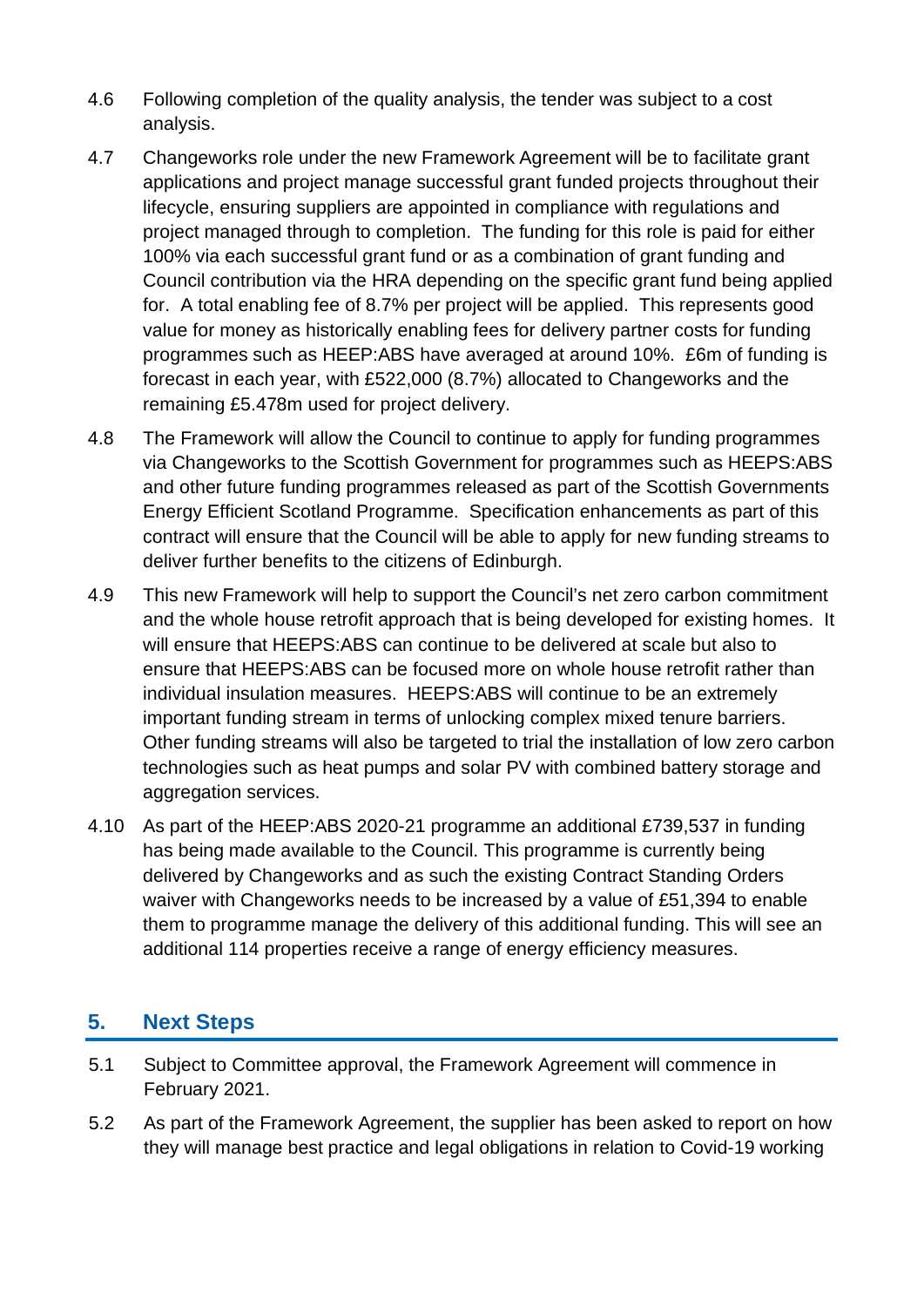4.6 Following completion of the quality analysis, the tender was subject to a cost analysis.

4.7 Changeworks role under the new Framework Agreement will be to facilitate grant applications and project manage successful grant funded projects throughout their lifecycle, ensuring suppliers are appointed in compliance with regulations and project managed through to completion. The funding for this role is paid for either 100% via each successful grant fund or as a combination of grant funding and Council contribution via the HRA depending on the specific grant fund being applied for. A total enabling fee of 8.7% per project will be applied. This represents good value for money as historically enabling fees for delivery partner costs for funding programmes such as HEEP:ABS have averaged at around 10%. £6m of funding is forecast in each year, with £522,000 (8.7%) allocated to Changeworks and the remaining £5.478m used for project delivery.

4.8 The Framework will allow the Council to continue to apply for funding programmes via Changeworks to the Scottish Government for programmes such as HEEPS:ABS and other future funding programmes released as part of the Scottish Governments Energy Efficient Scotland Programme. Specification enhancements as part of this contract will ensure that the Council will be able to apply for new funding streams to deliver further benefits to the citizens of Edinburgh.

4.9 This new Framework will help to support the Council's net zero carbon commitment and the whole house retrofit approach that is being developed for existing homes. It will ensure that HEEPS:ABS can continue to be delivered at scale but also to ensure that HEEPS:ABS can be focused more on whole house retrofit rather than individual insulation measures. HEEPS:ABS will continue to be an extremely important funding stream in terms of unlocking complex mixed tenure barriers. Other funding streams will also be targeted to trial the installation of low zero carbon technologies such as heat pumps and solar PV with combined battery storage and aggregation services.

4.10 As part of the HEEP:ABS 2020-21 programme an additional £739,537 in funding has being made available to the Council. This programme is currently being delivered by Changeworks and as such the existing Contract Standing Orders waiver with Changeworks needs to be increased by a value of £51,394 to enable them to programme manage the delivery of this additional funding. This will see an additional 114 properties receive a range of energy efficiency measures.

## 5. Next Steps

5.1 Subject to Committee approval, the Framework Agreement will commence in February 2021.

5.2 As part of the Framework Agreement, the supplier has been asked to report on how they will manage best practice and legal obligations in relation to Covid-19 working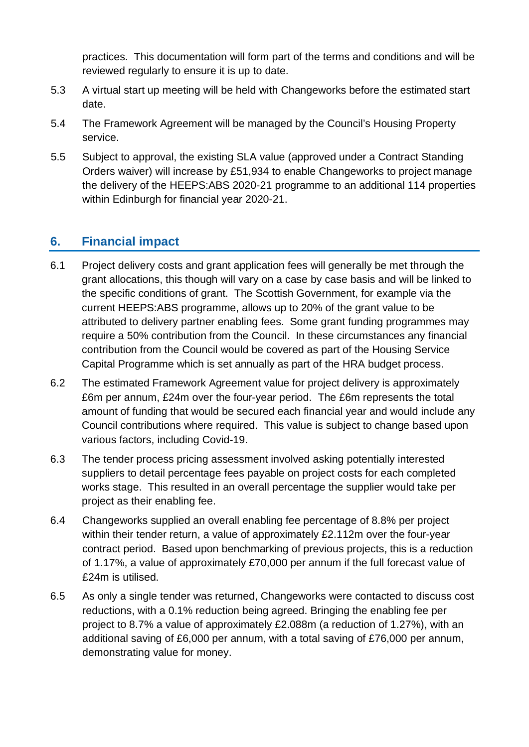practices. This documentation will form part of the terms and conditions and will be reviewed regularly to ensure it is up to date.

5.3 A virtual start up meeting will be held with Changeworks before the estimated start date.

5.4 The Framework Agreement will be managed by the Council's Housing Property service.

5.5 Subject to approval, the existing SLA value (approved under a Contract Standing Orders waiver) will increase by £51,934 to enable Changeworks to project manage the delivery of the HEEPS:ABS 2020-21 programme to an additional 114 properties within Edinburgh for financial year 2020-21.

## 6. Financial impact

6.1 Project delivery costs and grant application fees will generally be met through the grant allocations, this though will vary on a case by case basis and will be linked to the specific conditions of grant. The Scottish Government, for example via the current HEEPS:ABS programme, allows up to 20% of the grant value to be attributed to delivery partner enabling fees. Some grant funding programmes may require a 50% contribution from the Council. In these circumstances any financial contribution from the Council would be covered as part of the Housing Service Capital Programme which is set annually as part of the HRA budget process.

6.2 The estimated Framework Agreement value for project delivery is approximately £6m per annum, £24m over the four-year period. The £6m represents the total amount of funding that would be secured each financial year and would include any Council contributions where required. This value is subject to change based upon various factors, including Covid-19.

6.3 The tender process pricing assessment involved asking potentially interested suppliers to detail percentage fees payable on project costs for each completed works stage. This resulted in an overall percentage the supplier would take per project as their enabling fee.

6.4 Changeworks supplied an overall enabling fee percentage of 8.8% per project within their tender return, a value of approximately £2.112m over the four-year contract period. Based upon benchmarking of previous projects, this is a reduction of 1.17%, a value of approximately £70,000 per annum if the full forecast value of £24m is utilised.

6.5 As only a single tender was returned, Changeworks were contacted to discuss cost reductions, with a 0.1% reduction being agreed. Bringing the enabling fee per project to 8.7% a value of approximately £2.088m (a reduction of 1.27%), with an additional saving of £6,000 per annum, with a total saving of £76,000 per annum, demonstrating value for money.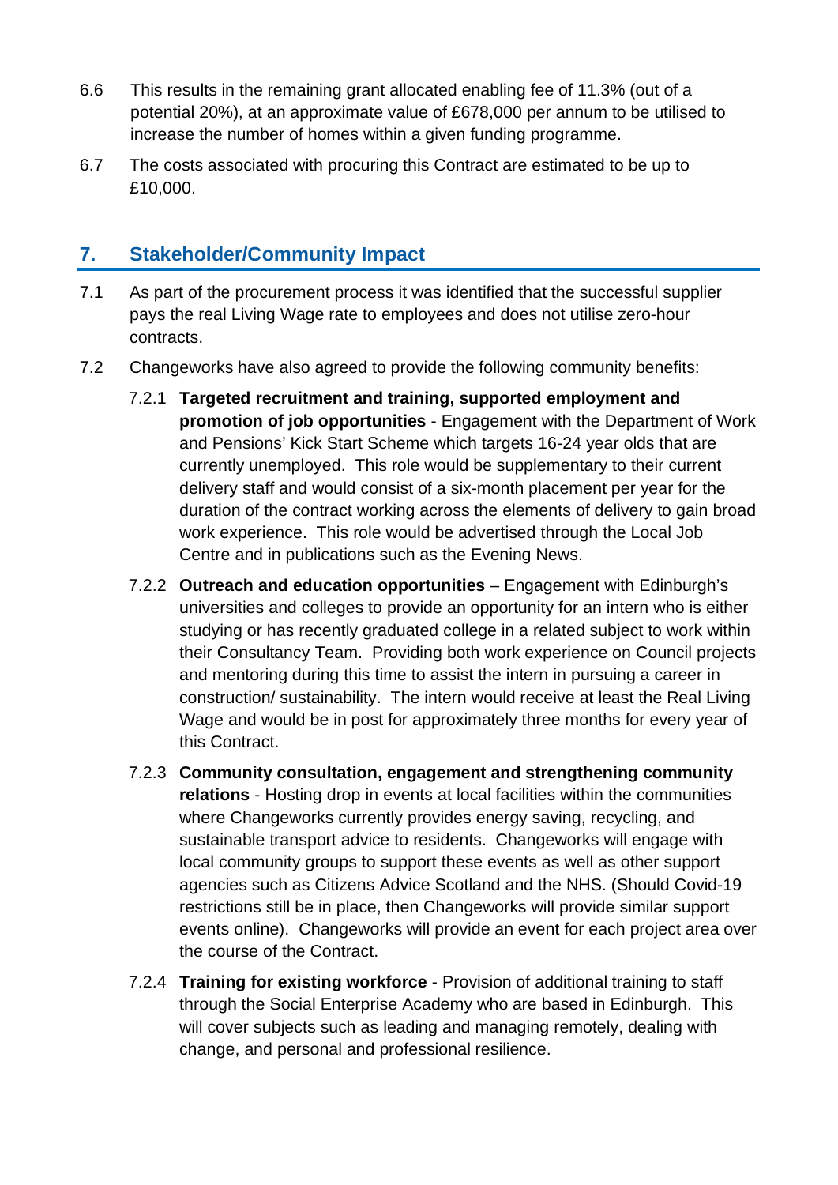6.6 This results in the remaining grant allocated enabling fee of 11.3% (out of a potential 20%), at an approximate value of £678,000 per annum to be utilised to increase the number of homes within a given funding programme.

6.7 The costs associated with procuring this Contract are estimated to be up to £10,000.

## 7. Stakeholder/Community Impact

7.1 As part of the procurement process it was identified that the successful supplier pays the real Living Wage rate to employees and does not utilise zero-hour contracts.

7.2 Changeworks have also agreed to provide the following community benefits:

7.2.1 **Targeted recruitment and training, supported employment and promotion of job opportunities** - Engagement with the Department of Work and Pensions' Kick Start Scheme which targets 16-24 year olds that are currently unemployed. This role would be supplementary to their current delivery staff and would consist of a six-month placement per year for the duration of the contract working across the elements of delivery to gain broad work experience. This role would be advertised through the Local Job Centre and in publications such as the Evening News.

7.2.2 **Outreach and education opportunities** – Engagement with Edinburgh's universities and colleges to provide an opportunity for an intern who is either studying or has recently graduated college in a related subject to work within their Consultancy Team. Providing both work experience on Council projects and mentoring during this time to assist the intern in pursuing a career in construction/ sustainability. The intern would receive at least the Real Living Wage and would be in post for approximately three months for every year of this Contract.

7.2.3 **Community consultation, engagement and strengthening community relations** - Hosting drop in events at local facilities within the communities where Changeworks currently provides energy saving, recycling, and sustainable transport advice to residents. Changeworks will engage with local community groups to support these events as well as other support agencies such as Citizens Advice Scotland and the NHS. (Should Covid-19 restrictions still be in place, then Changeworks will provide similar support events online). Changeworks will provide an event for each project area over the course of the Contract.

7.2.4 **Training for existing workforce** - Provision of additional training to staff through the Social Enterprise Academy who are based in Edinburgh. This will cover subjects such as leading and managing remotely, dealing with change, and personal and professional resilience.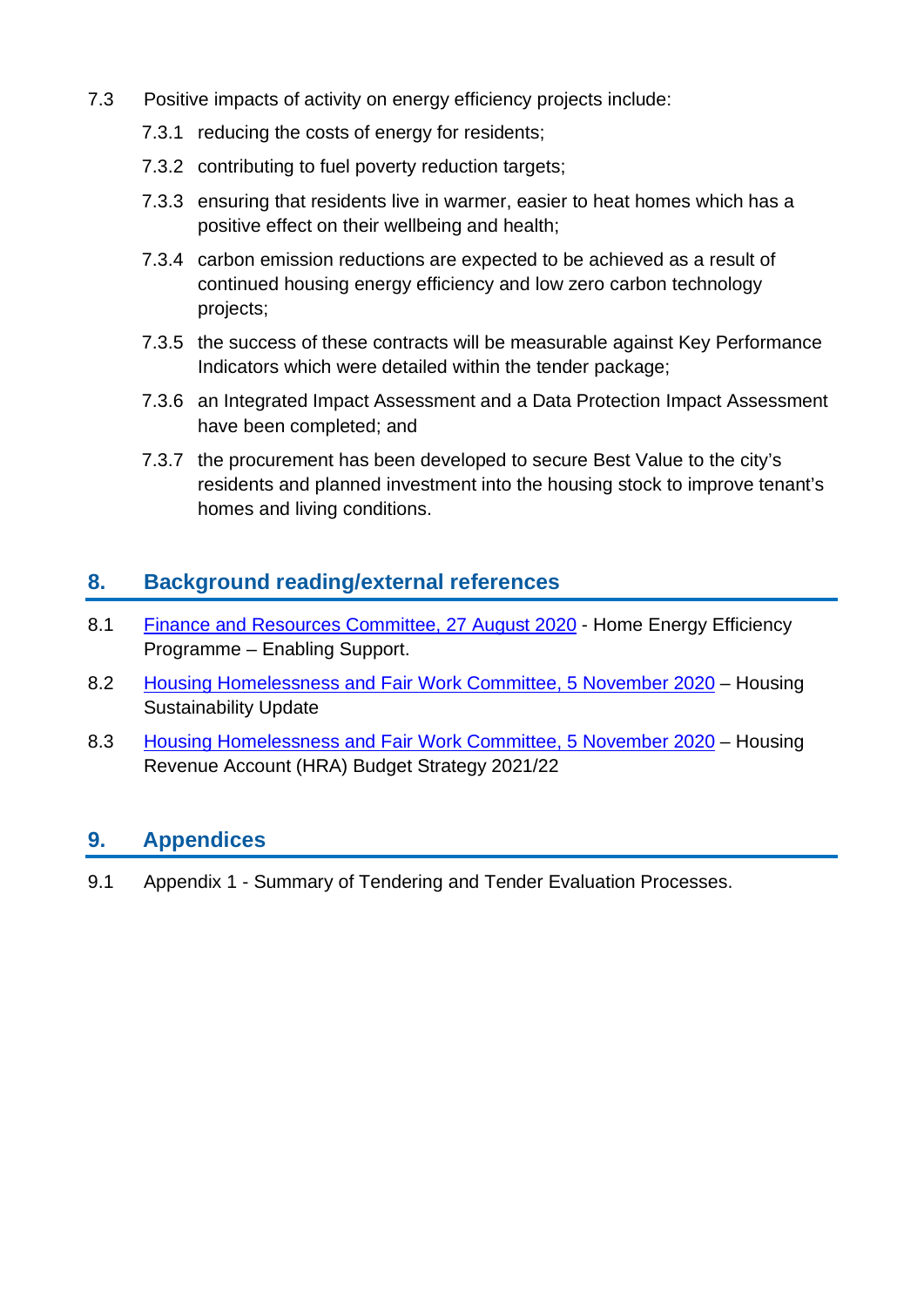7.3 Positive impacts of activity on energy efficiency projects include:

7.3.1 reducing the costs of energy for residents;

7.3.2 contributing to fuel poverty reduction targets;

7.3.3 ensuring that residents live in warmer, easier to heat homes which has a positive effect on their wellbeing and health;

7.3.4 carbon emission reductions are expected to be achieved as a result of continued housing energy efficiency and low zero carbon technology projects;

7.3.5 the success of these contracts will be measurable against Key Performance Indicators which were detailed within the tender package;

7.3.6 an Integrated Impact Assessment and a Data Protection Impact Assessment have been completed; and

7.3.7 the procurement has been developed to secure Best Value to the city's residents and planned investment into the housing stock to improve tenant's homes and living conditions.

## 8. Background reading/external references

8.1 Finance and Resources Committee, 27 August 2020 - Home Energy Efficiency Programme – Enabling Support.

8.2 Housing Homelessness and Fair Work Committee, 5 November 2020 – Housing Sustainability Update

8.3 Housing Homelessness and Fair Work Committee, 5 November 2020 – Housing Revenue Account (HRA) Budget Strategy 2021/22

## 9. Appendices

9.1 Appendix 1 - Summary of Tendering and Tender Evaluation Processes.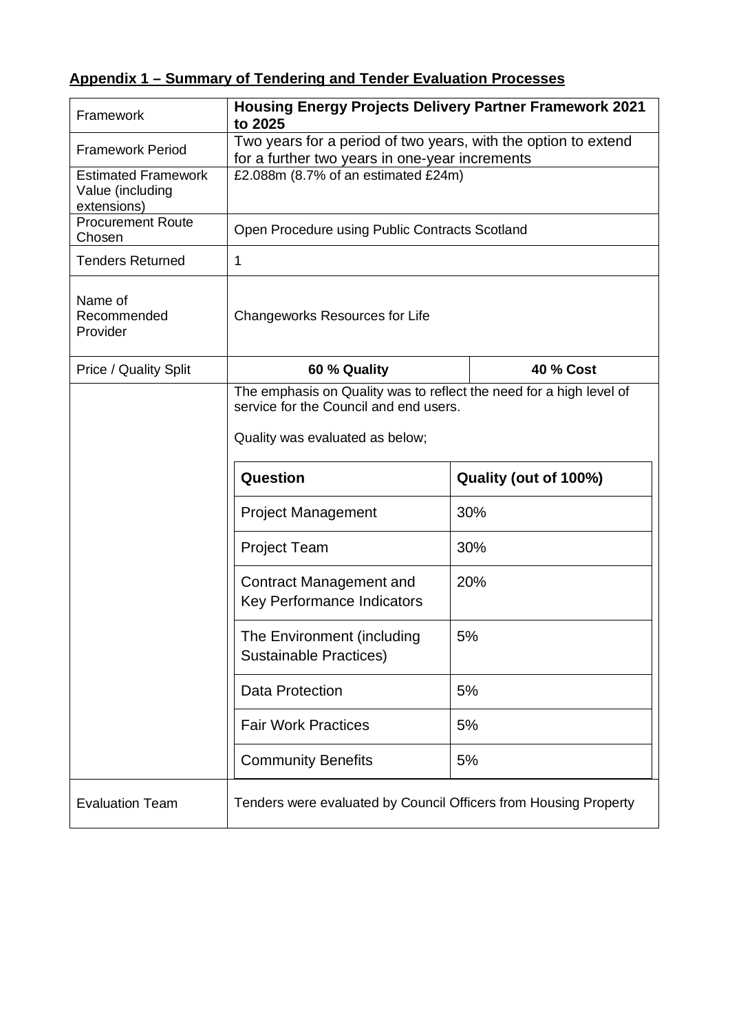**<u>Appendix 1 – Summary of Tendering and Tender Evaluation Processes</u>**

| | | |
|---|---|---|
| Framework | **Housing Energy Projects Delivery Partner Framework 2021 to 2025** | |
| Framework Period | Two years for a period of two years, with the option to extend for a further two years in one-year increments | |
| Estimated Framework Value (including extensions) | £2.088m (8.7% of an estimated £24m) | |
| Procurement Route Chosen | Open Procedure using Public Contracts Scotland | |
| Tenders Returned | 1 | |
| Name of Recommended Provider | Changeworks Resources for Life | |
| Price / Quality Split | **60 % Quality** | **40 % Cost** |
| | The emphasis on Quality was to reflect the need for a high level of service for the Council and end users.<br><br>Quality was evaluated as below; | |
| Evaluation Team | Tenders were evaluated by Council Officers from Housing Property | |

| Question | Quality (out of 100%) |
|---|---|
| Project Management | 30% |
| Project Team | 30% |
| Contract Management and Key Performance Indicators | 20% |
| The Environment (including Sustainable Practices) | 5% |
| Data Protection | 5% |
| Fair Work Practices | 5% |
| Community Benefits | 5% |